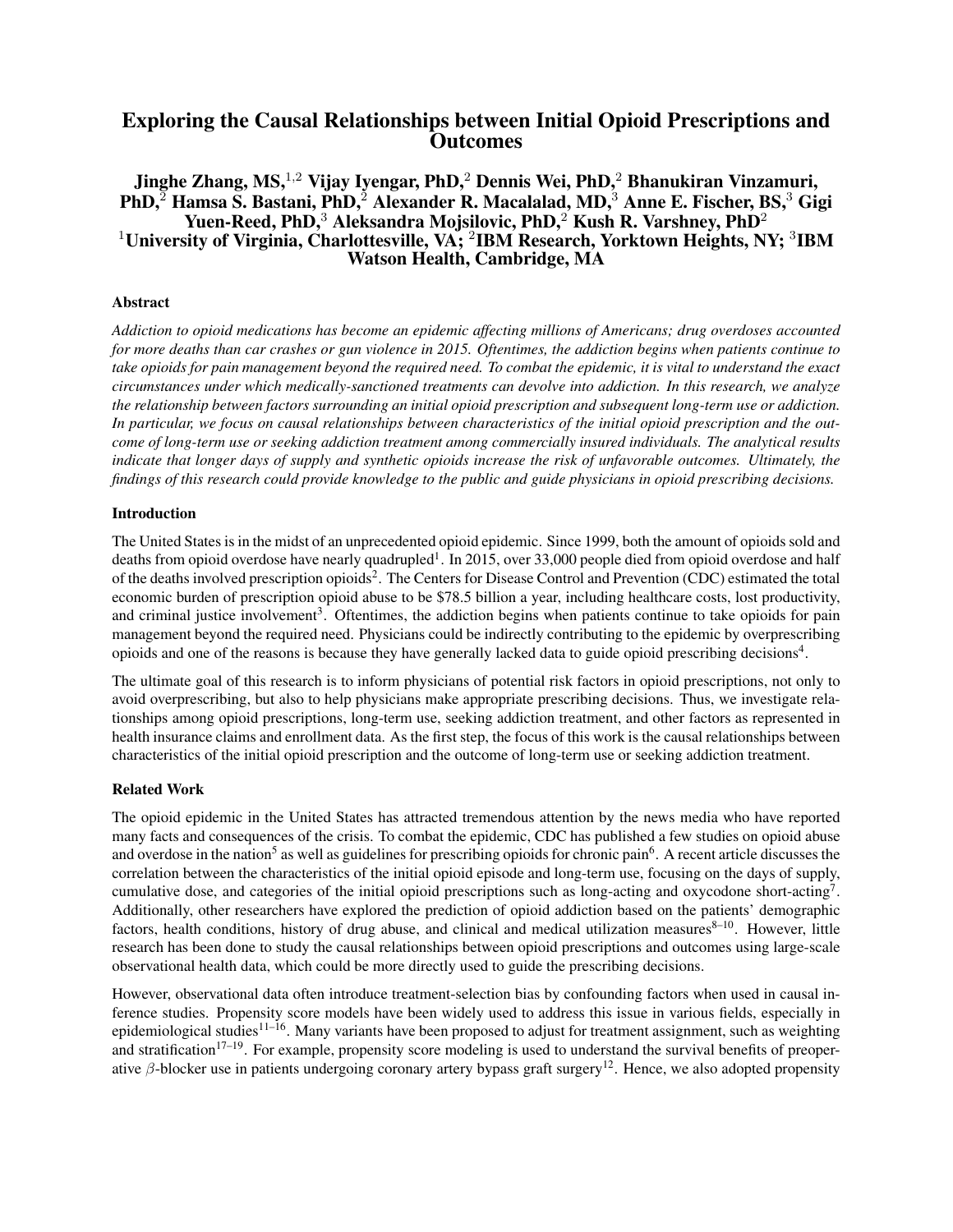# Exploring the Causal Relationships between Initial Opioid Prescriptions and Outcomes

**Jinghe Zhang, MS,[1,2] Vijay Iyengar, PhD,[2] Dennis Wei, PhD,[2] Bhanukiran Vinzamuri, PhD,[2] Hamsa S. Bastani, PhD,[2] Alexander R. Macalalad, MD,[3] Anne E. Fischer, BS,[3] Gigi Yuen-Reed, PhD,[3] Aleksandra Mojsilovic, PhD,[2] Kush R. Varshney, PhD[2]**
**[1]University of Virginia, Charlottesville, VA; [2]IBM Research, Yorktown Heights, NY; [3]IBM Watson Health, Cambridge, MA**

### Abstract

*Addiction to opioid medications has become an epidemic affecting millions of Americans; drug overdoses accounted for more deaths than car crashes or gun violence in 2015. Oftentimes, the addiction begins when patients continue to take opioids for pain management beyond the required need. To combat the epidemic, it is vital to understand the exact circumstances under which medically-sanctioned treatments can devolve into addiction. In this research, we analyze the relationship between factors surrounding an initial opioid prescription and subsequent long-term use or addiction. In particular, we focus on causal relationships between characteristics of the initial opioid prescription and the outcome of long-term use or seeking addiction treatment among commercially insured individuals. The analytical results indicate that longer days of supply and synthetic opioids increase the risk of unfavorable outcomes. Ultimately, the findings of this research could provide knowledge to the public and guide physicians in opioid prescribing decisions.*

### Introduction

The United States is in the midst of an unprecedented opioid epidemic. Since 1999, both the amount of opioids sold and deaths from opioid overdose have nearly quadrupled[1]. In 2015, over 33,000 people died from opioid overdose and half of the deaths involved prescription opioids[2]. The Centers for Disease Control and Prevention (CDC) estimated the total economic burden of prescription opioid abuse to be $78.5 billion a year, including healthcare costs, lost productivity, and criminal justice involvement[3]. Oftentimes, the addiction begins when patients continue to take opioids for pain management beyond the required need. Physicians could be indirectly contributing to the epidemic by overprescribing opioids and one of the reasons is because they have generally lacked data to guide opioid prescribing decisions[4].

The ultimate goal of this research is to inform physicians of potential risk factors in opioid prescriptions, not only to avoid overprescribing, but also to help physicians make appropriate prescribing decisions. Thus, we investigate relationships among opioid prescriptions, long-term use, seeking addiction treatment, and other factors as represented in health insurance claims and enrollment data. As the first step, the focus of this work is the causal relationships between characteristics of the initial opioid prescription and the outcome of long-term use or seeking addiction treatment.

### Related Work

The opioid epidemic in the United States has attracted tremendous attention by the news media who have reported many facts and consequences of the crisis. To combat the epidemic, CDC has published a few studies on opioid abuse and overdose in the nation[5] as well as guidelines for prescribing opioids for chronic pain[6]. A recent article discusses the correlation between the characteristics of the initial opioid episode and long-term use, focusing on the days of supply, cumulative dose, and categories of the initial opioid prescriptions such as long-acting and oxycodone short-acting[7]. Additionally, other researchers have explored the prediction of opioid addiction based on the patients' demographic factors, health conditions, history of drug abuse, and clinical and medical utilization measures[8–10]. However, little research has been done to study the causal relationships between opioid prescriptions and outcomes using large-scale observational health data, which could be more directly used to guide the prescribing decisions.

However, observational data often introduce treatment-selection bias by confounding factors when used in causal inference studies. Propensity score models have been widely used to address this issue in various fields, especially in epidemiological studies[11–16]. Many variants have been proposed to adjust for treatment assignment, such as weighting and stratification[17–19]. For example, propensity score modeling is used to understand the survival benefits of preoperative $\beta$-blocker use in patients undergoing coronary artery bypass graft surgery[12]. Hence, we also adopted propensity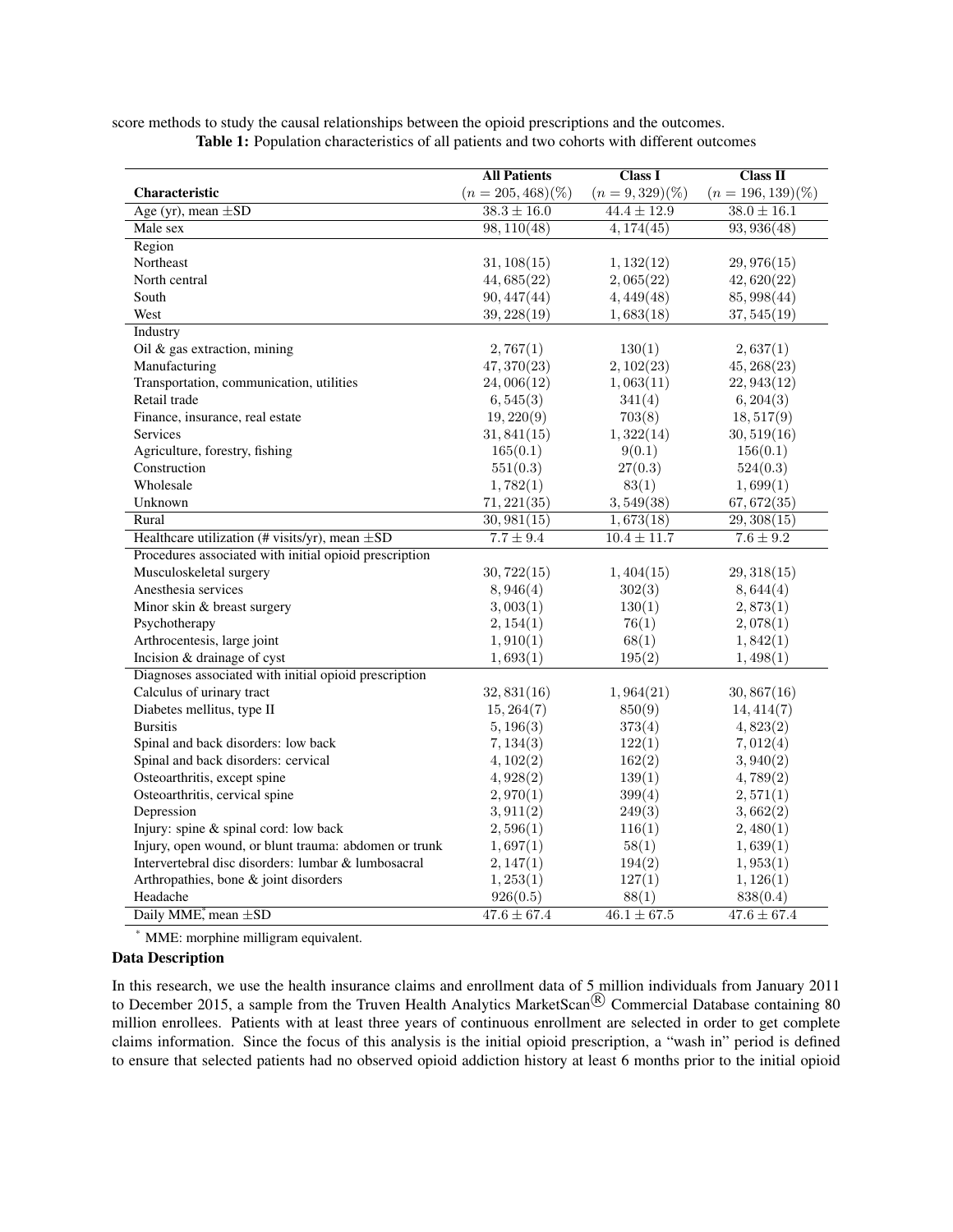score methods to study the causal relationships between the opioid prescriptions and the outcomes.

**Table 1:** Population characteristics of all patients and two cohorts with different outcomes

| Characteristic | All Patients $(n = 205,468)(\%)$ | Class I $(n = 9,329)(\%)$ | Class II $(n = 196,139)(\%)$ |
|---|---|---|---|
| Age (yr), mean $\pm$SD | $38.3 \pm 16.0$ | $44.4 \pm 12.9$ | $38.0 \pm 16.1$ |
| Male sex | 98,110(48) | 4,174(45) | 93,936(48) |
| Region | | | |
| Northeast | 31,108(15) | 1,132(12) | 29,976(15) |
| North central | 44,685(22) | 2,065(22) | 42,620(22) |
| South | 90,447(44) | 4,449(48) | 85,998(44) |
| West | 39,228(19) | 1,683(18) | 37,545(19) |
| Industry | | | |
| Oil & gas extraction, mining | 2,767(1) | 130(1) | 2,637(1) |
| Manufacturing | 47,370(23) | 2,102(23) | 45,268(23) |
| Transportation, communication, utilities | 24,006(12) | 1,063(11) | 22,943(12) |
| Retail trade | 6,545(3) | 341(4) | 6,204(3) |
| Finance, insurance, real estate | 19,220(9) | 703(8) | 18,517(9) |
| Services | 31,841(15) | 1,322(14) | 30,519(16) |
| Agriculture, forestry, fishing | 165(0.1) | 9(0.1) | 156(0.1) |
| Construction | 551(0.3) | 27(0.3) | 524(0.3) |
| Wholesale | 1,782(1) | 83(1) | 1,699(1) |
| Unknown | 71,221(35) | 3,549(38) | 67,672(35) |
| Rural | 30,981(15) | 1,673(18) | 29,308(15) |
| Healthcare utilization (# visits/yr), mean $\pm$SD | $7.7 \pm 9.4$ | $10.4 \pm 11.7$ | $7.6 \pm 9.2$ |
| Procedures associated with initial opioid prescription | | | |
| Musculoskeletal surgery | 30,722(15) | 1,404(15) | 29,318(15) |
| Anesthesia services | 8,946(4) | 302(3) | 8,644(4) |
| Minor skin & breast surgery | 3,003(1) | 130(1) | 2,873(1) |
| Psychotherapy | 2,154(1) | 76(1) | 2,078(1) |
| Arthrocentesis, large joint | 1,910(1) | 68(1) | 1,842(1) |
| Incision & drainage of cyst | 1,693(1) | 195(2) | 1,498(1) |
| Diagnoses associated with initial opioid prescription | | | |
| Calculus of urinary tract | 32,831(16) | 1,964(21) | 30,867(16) |
| Diabetes mellitus, type II | 15,264(7) | 850(9) | 14,414(7) |
| Bursitis | 5,196(3) | 373(4) | 4,823(2) |
| Spinal and back disorders: low back | 7,134(3) | 122(1) | 7,012(4) |
| Spinal and back disorders: cervical | 4,102(2) | 162(2) | 3,940(2) |
| Osteoarthritis, except spine | 4,928(2) | 139(1) | 4,789(2) |
| Osteoarthritis, cervical spine | 2,970(1) | 399(4) | 2,571(1) |
| Depression | 3,911(2) | 249(3) | 3,662(2) |
| Injury: spine & spinal cord: low back | 2,596(1) | 116(1) | 2,480(1) |
| Injury, open wound, or blunt trauma: abdomen or trunk | 1,697(1) | 58(1) | 1,639(1) |
| Intervertebral disc disorders: lumbar & lumbosacral | 2,147(1) | 194(2) | 1,953(1) |
| Arthropathies, bone & joint disorders | 1,253(1) | 127(1) | 1,126(1) |
| Headache | 926(0.5) | 88(1) | 838(0.4) |
| Daily MME*, mean $\pm$SD | $47.6 \pm 67.4$ | $46.1 \pm 67.5$ | $47.6 \pm 67.4$ |

* MME: morphine milligram equivalent.

### Data Description

In this research, we use the health insurance claims and enrollment data of 5 million individuals from January 2011 to December 2015, a sample from the Truven Health Analytics MarketScan® Commercial Database containing 80 million enrollees. Patients with at least three years of continuous enrollment are selected in order to get complete claims information. Since the focus of this analysis is the initial opioid prescription, a "wash in" period is defined to ensure that selected patients had no observed opioid addiction history at least 6 months prior to the initial opioid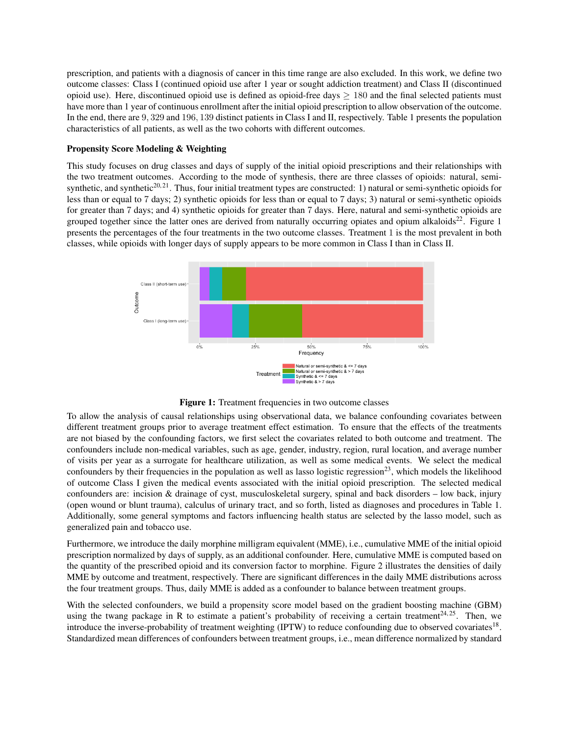prescription, and patients with a diagnosis of cancer in this time range are also excluded. In this work, we define two outcome classes: Class I (continued opioid use after 1 year or sought addiction treatment) and Class II (discontinued opioid use). Here, discontinued opioid use is defined as opioid-free days $\geq 180$ and the final selected patients must have more than 1 year of continuous enrollment after the initial opioid prescription to allow observation of the outcome. In the end, there are $9,329$ and $196,139$ distinct patients in Class I and II, respectively. Table 1 presents the population characteristics of all patients, as well as the two cohorts with different outcomes.

**Propensity Score Modeling & Weighting**

This study focuses on drug classes and days of supply of the initial opioid prescriptions and their relationships with the two treatment outcomes. According to the mode of synthesis, there are three classes of opioids: natural, semi-synthetic, and synthetic[20,21]. Thus, four initial treatment types are constructed: 1) natural or semi-synthetic opioids for less than or equal to 7 days; 2) synthetic opioids for less than or equal to 7 days; 3) natural or semi-synthetic opioids for greater than 7 days; and 4) synthetic opioids for greater than 7 days. Here, natural and semi-synthetic opioids are grouped together since the latter ones are derived from naturally occurring opiates and opium alkaloids[22]. Figure 1 presents the percentages of the four treatments in the two outcome classes. Treatment 1 is the most prevalent in both classes, while opioids with longer days of supply appears to be more common in Class I than in Class II.

**Figure 1:** Treatment frequencies in two outcome classes

To allow the analysis of causal relationships using observational data, we balance confounding covariates between different treatment groups prior to average treatment effect estimation. To ensure that the effects of the treatments are not biased by the confounding factors, we first select the covariates related to both outcome and treatment. The confounders include non-medical variables, such as age, gender, industry, region, rural location, and average number of visits per year as a surrogate for healthcare utilization, as well as some medical events. We select the medical confounders by their frequencies in the population as well as lasso logistic regression[23], which models the likelihood of outcome Class I given the medical events associated with the initial opioid prescription. The selected medical confounders are: incision & drainage of cyst, musculoskeletal surgery, spinal and back disorders – low back, injury (open wound or blunt trauma), calculus of urinary tract, and so forth, listed as diagnoses and procedures in Table 1. Additionally, some general symptoms and factors influencing health status are selected by the lasso model, such as generalized pain and tobacco use.

Furthermore, we introduce the daily morphine milligram equivalent (MME), i.e., cumulative MME of the initial opioid prescription normalized by days of supply, as an additional confounder. Here, cumulative MME is computed based on the quantity of the prescribed opioid and its conversion factor to morphine. Figure 2 illustrates the densities of daily MME by outcome and treatment, respectively. There are significant differences in the daily MME distributions across the four treatment groups. Thus, daily MME is added as a confounder to balance between treatment groups.

With the selected confounders, we build a propensity score model based on the gradient boosting machine (GBM) using the twang package in R to estimate a patient's probability of receiving a certain treatment[24,25]. Then, we introduce the inverse-probability of treatment weighting (IPTW) to reduce confounding due to observed covariates[18]. Standardized mean differences of confounders between treatment groups, i.e., mean difference normalized by standard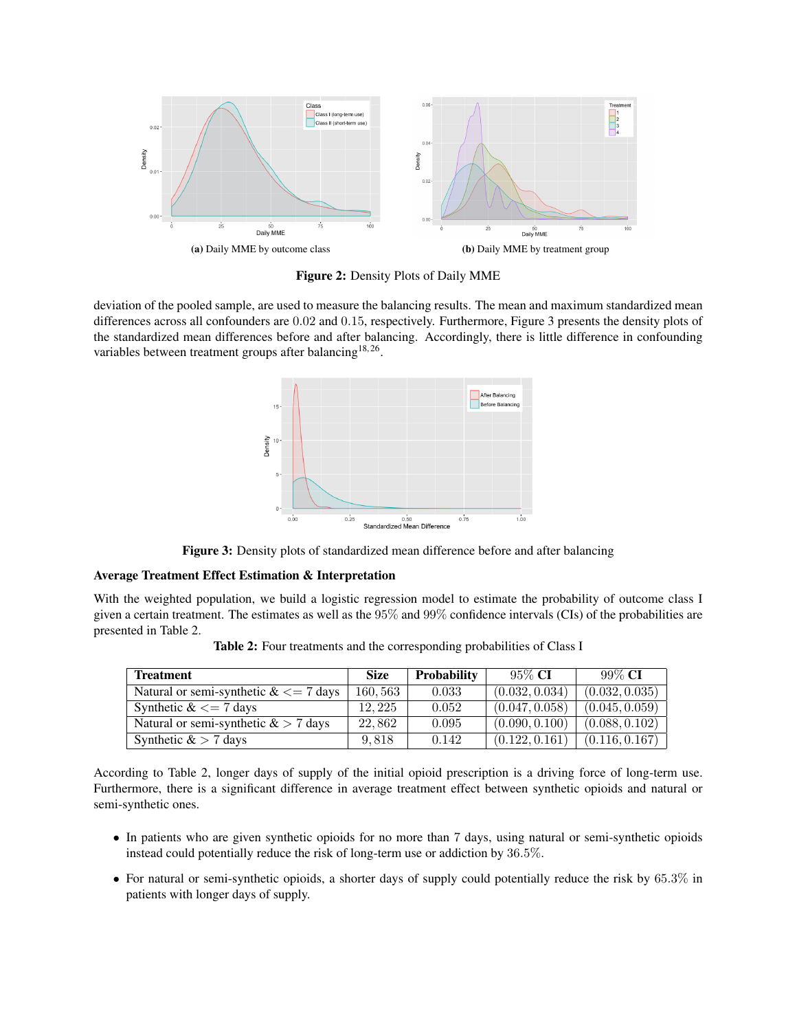(a) Daily MME by outcome class

(b) Daily MME by treatment group

**Figure 2:** Density Plots of Daily MME

deviation of the pooled sample, are used to measure the balancing results. The mean and maximum standardized mean differences across all confounders are 0.02 and 0.15, respectively. Furthermore, Figure 3 presents the density plots of the standardized mean differences before and after balancing. Accordingly, there is little difference in confounding variables between treatment groups after balancing[18,26].

**Figure 3:** Density plots of standardized mean difference before and after balancing

**Average Treatment Effect Estimation & Interpretation**

With the weighted population, we build a logistic regression model to estimate the probability of outcome class I given a certain treatment. The estimates as well as the 95% and 99% confidence intervals (CIs) of the probabilities are presented in Table 2.

**Table 2:** Four treatments and the corresponding probabilities of Class I

| Treatment | Size | Probability | 95% CI | 99% CI |
|---|---|---|---|---|
| Natural or semi-synthetic & <= 7 days | 160,563 | 0.033 | (0.032, 0.034) | (0.032, 0.035) |
| Synthetic & <= 7 days | 12,225 | 0.052 | (0.047, 0.058) | (0.045, 0.059) |
| Natural or semi-synthetic & > 7 days | 22,862 | 0.095 | (0.090, 0.100) | (0.088, 0.102) |
| Synthetic & > 7 days | 9,818 | 0.142 | (0.122, 0.161) | (0.116, 0.167) |

According to Table 2, longer days of supply of the initial opioid prescription is a driving force of long-term use. Furthermore, there is a significant difference in average treatment effect between synthetic opioids and natural or semi-synthetic ones.

- In patients who are given synthetic opioids for no more than 7 days, using natural or semi-synthetic opioids instead could potentially reduce the risk of long-term use or addiction by 36.5%.
- For natural or semi-synthetic opioids, a shorter days of supply could potentially reduce the risk by 65.3% in patients with longer days of supply.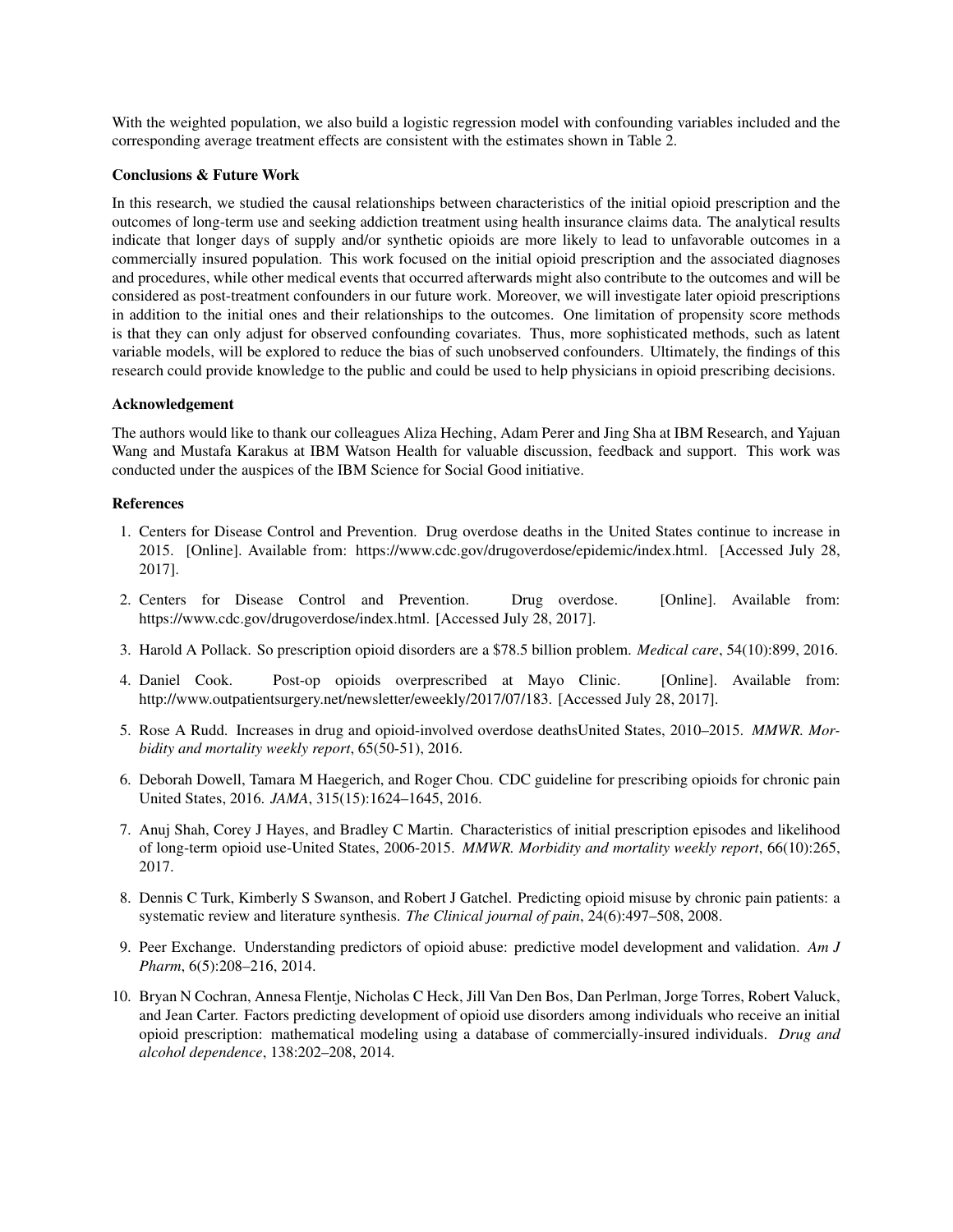With the weighted population, we also build a logistic regression model with confounding variables included and the corresponding average treatment effects are consistent with the estimates shown in Table 2.

**Conclusions & Future Work**

In this research, we studied the causal relationships between characteristics of the initial opioid prescription and the outcomes of long-term use and seeking addiction treatment using health insurance claims data. The analytical results indicate that longer days of supply and/or synthetic opioids are more likely to lead to unfavorable outcomes in a commercially insured population. This work focused on the initial opioid prescription and the associated diagnoses and procedures, while other medical events that occurred afterwards might also contribute to the outcomes and will be considered as post-treatment confounders in our future work. Moreover, we will investigate later opioid prescriptions in addition to the initial ones and their relationships to the outcomes. One limitation of propensity score methods is that they can only adjust for observed confounding covariates. Thus, more sophisticated methods, such as latent variable models, will be explored to reduce the bias of such unobserved confounders. Ultimately, the findings of this research could provide knowledge to the public and could be used to help physicians in opioid prescribing decisions.

**Acknowledgement**

The authors would like to thank our colleagues Aliza Heching, Adam Perer and Jing Sha at IBM Research, and Yajuan Wang and Mustafa Karakus at IBM Watson Health for valuable discussion, feedback and support. This work was conducted under the auspices of the IBM Science for Social Good initiative.

**References**

1. Centers for Disease Control and Prevention. Drug overdose deaths in the United States continue to increase in 2015. [Online]. Available from: https://www.cdc.gov/drugoverdose/epidemic/index.html. [Accessed July 28, 2017].
2. Centers for Disease Control and Prevention. Drug overdose. [Online]. Available from: https://www.cdc.gov/drugoverdose/index.html. [Accessed July 28, 2017].
3. Harold A Pollack. So prescription opioid disorders are a $78.5 billion problem. *Medical care*, 54(10):899, 2016.
4. Daniel Cook. Post-op opioids overprescribed at Mayo Clinic. [Online]. Available from: http://www.outpatientsurgery.net/newsletter/eweekly/2017/07/183. [Accessed July 28, 2017].
5. Rose A Rudd. Increases in drug and opioid-involved overdose deathsUnited States, 2010–2015. *MMWR. Morbidity and mortality weekly report*, 65(50-51), 2016.
6. Deborah Dowell, Tamara M Haegerich, and Roger Chou. CDC guideline for prescribing opioids for chronic pain United States, 2016. *JAMA*, 315(15):1624–1645, 2016.
7. Anuj Shah, Corey J Hayes, and Bradley C Martin. Characteristics of initial prescription episodes and likelihood of long-term opioid use-United States, 2006-2015. *MMWR. Morbidity and mortality weekly report*, 66(10):265, 2017.
8. Dennis C Turk, Kimberly S Swanson, and Robert J Gatchel. Predicting opioid misuse by chronic pain patients: a systematic review and literature synthesis. *The Clinical journal of pain*, 24(6):497–508, 2008.
9. Peer Exchange. Understanding predictors of opioid abuse: predictive model development and validation. *Am J Pharm*, 6(5):208–216, 2014.
10. Bryan N Cochran, Annesa Flentje, Nicholas C Heck, Jill Van Den Bos, Dan Perlman, Jorge Torres, Robert Valuck, and Jean Carter. Factors predicting development of opioid use disorders among individuals who receive an initial opioid prescription: mathematical modeling using a database of commercially-insured individuals. *Drug and alcohol dependence*, 138:202–208, 2014.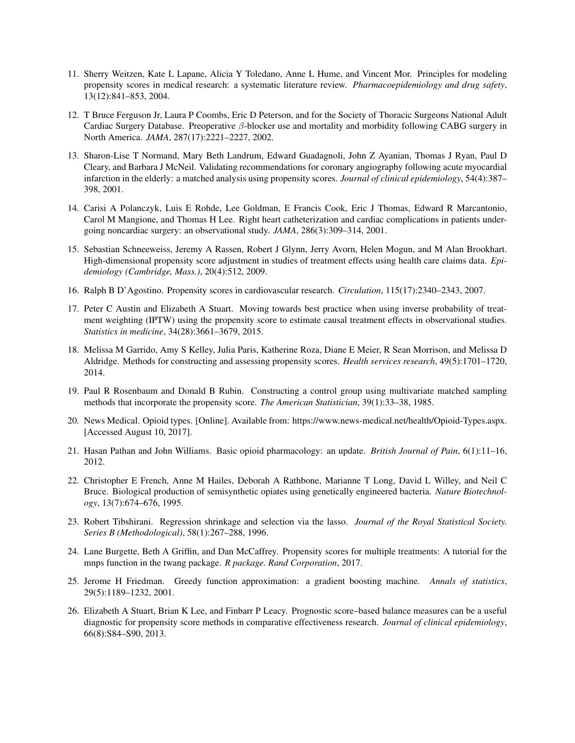11. Sherry Weitzen, Kate L Lapane, Alicia Y Toledano, Anne L Hume, and Vincent Mor. Principles for modeling propensity scores in medical research: a systematic literature review. *Pharmacoepidemiology and drug safety*, 13(12):841–853, 2004.

12. T Bruce Ferguson Jr, Laura P Coombs, Eric D Peterson, and for the Society of Thoracic Surgeons National Adult Cardiac Surgery Database. Preoperative $\beta$-blocker use and mortality and morbidity following CABG surgery in North America. *JAMA*, 287(17):2221–2227, 2002.

13. Sharon-Lise T Normand, Mary Beth Landrum, Edward Guadagnoli, John Z Ayanian, Thomas J Ryan, Paul D Cleary, and Barbara J McNeil. Validating recommendations for coronary angiography following acute myocardial infarction in the elderly: a matched analysis using propensity scores. *Journal of clinical epidemiology*, 54(4):387–398, 2001.

14. Carisi A Polanczyk, Luis E Rohde, Lee Goldman, E Francis Cook, Eric J Thomas, Edward R Marcantonio, Carol M Mangione, and Thomas H Lee. Right heart catheterization and cardiac complications in patients undergoing noncardiac surgery: an observational study. *JAMA*, 286(3):309–314, 2001.

15. Sebastian Schneeweiss, Jeremy A Rassen, Robert J Glynn, Jerry Avorn, Helen Mogun, and M Alan Brookhart. High-dimensional propensity score adjustment in studies of treatment effects using health care claims data. *Epidemiology (Cambridge, Mass.)*, 20(4):512, 2009.

16. Ralph B D'Agostino. Propensity scores in cardiovascular research. *Circulation*, 115(17):2340–2343, 2007.

17. Peter C Austin and Elizabeth A Stuart. Moving towards best practice when using inverse probability of treatment weighting (IPTW) using the propensity score to estimate causal treatment effects in observational studies. *Statistics in medicine*, 34(28):3661–3679, 2015.

18. Melissa M Garrido, Amy S Kelley, Julia Paris, Katherine Roza, Diane E Meier, R Sean Morrison, and Melissa D Aldridge. Methods for constructing and assessing propensity scores. *Health services research*, 49(5):1701–1720, 2014.

19. Paul R Rosenbaum and Donald B Rubin. Constructing a control group using multivariate matched sampling methods that incorporate the propensity score. *The American Statistician*, 39(1):33–38, 1985.

20. News Medical. Opioid types. [Online]. Available from: https://www.news-medical.net/health/Opioid-Types.aspx. [Accessed August 10, 2017].

21. Hasan Pathan and John Williams. Basic opioid pharmacology: an update. *British Journal of Pain*, 6(1):11–16, 2012.

22. Christopher E French, Anne M Hailes, Deborah A Rathbone, Marianne T Long, David L Willey, and Neil C Bruce. Biological production of semisynthetic opiates using genetically engineered bacteria. *Nature Biotechnology*, 13(7):674–676, 1995.

23. Robert Tibshirani. Regression shrinkage and selection via the lasso. *Journal of the Royal Statistical Society. Series B (Methodological)*, 58(1):267–288, 1996.

24. Lane Burgette, Beth A Griffin, and Dan McCaffrey. Propensity scores for multiple treatments: A tutorial for the mnps function in the twang package. *R package. Rand Corporation*, 2017.

25. Jerome H Friedman. Greedy function approximation: a gradient boosting machine. *Annals of statistics*, 29(5):1189–1232, 2001.

26. Elizabeth A Stuart, Brian K Lee, and Finbarr P Leacy. Prognostic score–based balance measures can be a useful diagnostic for propensity score methods in comparative effectiveness research. *Journal of clinical epidemiology*, 66(8):S84–S90, 2013.